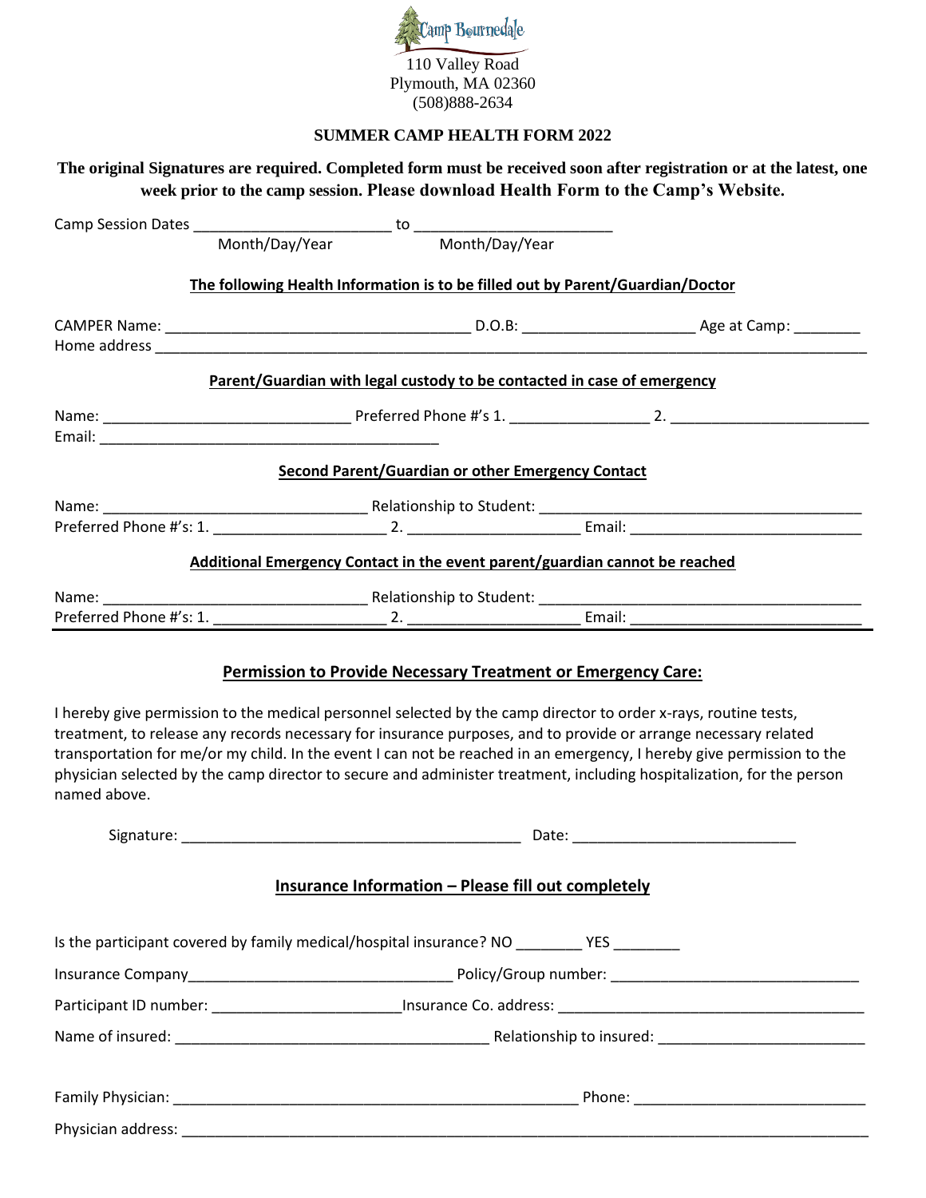Camp Bourndale

110 Valley Road
Plymouth, MA 02360
(508)888-2634

# SUMMER CAMP HEALTH FORM 2022

**The original Signatures are required. Completed form must be received soon after registration or at the latest, one week prior to the camp session. Please download Health Form to the Camp's Website.**

Camp Session Dates ________________________ to ________________________
Month/Day/Year Month/Day/Year

**The following Health Information is to be filled out by Parent/Guardian/Doctor**

CAMPER Name: ____________________________________ D.O.B: ____________________ Age at Camp: ________
Home address ____________________________________________________________________________________

**Parent/Guardian with legal custody to be contacted in case of emergency**

Name: _____________________________ Preferred Phone #'s 1. _________________ 2. ________________________
Email: _________________________________________

**Second Parent/Guardian or other Emergency Contact**

Name: ________________________________ Relationship to Student: ______________________________________
Preferred Phone #'s: 1. _____________________ 2. _____________________ Email: ____________________________

**Additional Emergency Contact in the event parent/guardian cannot be reached**

Name: ________________________________ Relationship to Student: ______________________________________
Preferred Phone #'s: 1. _____________________ 2. _____________________ Email: ____________________________

## Permission to Provide Necessary Treatment or Emergency Care:

I hereby give permission to the medical personnel selected by the camp director to order x-rays, routine tests, treatment, to release any records necessary for insurance purposes, and to provide or arrange necessary related transportation for me/or my child. In the event I can not be reached in an emergency, I hereby give permission to the physician selected by the camp director to secure and administer treatment, including hospitalization, for the person named above.

Signature: _________________________________________ Date: ___________________________

## Insurance Information – Please fill out completely

Is the participant covered by family medical/hospital insurance? NO ________ YES ________

Insurance Company________________________________ Policy/Group number: ______________________________

Participant ID number: _______________________Insurance Co. address: _____________________________________

Name of insured: ______________________________________ Relationship to insured: _________________________

Family Physician: __________________________________________________ Phone: ____________________________

Physician address: ___________________________________________________________________________________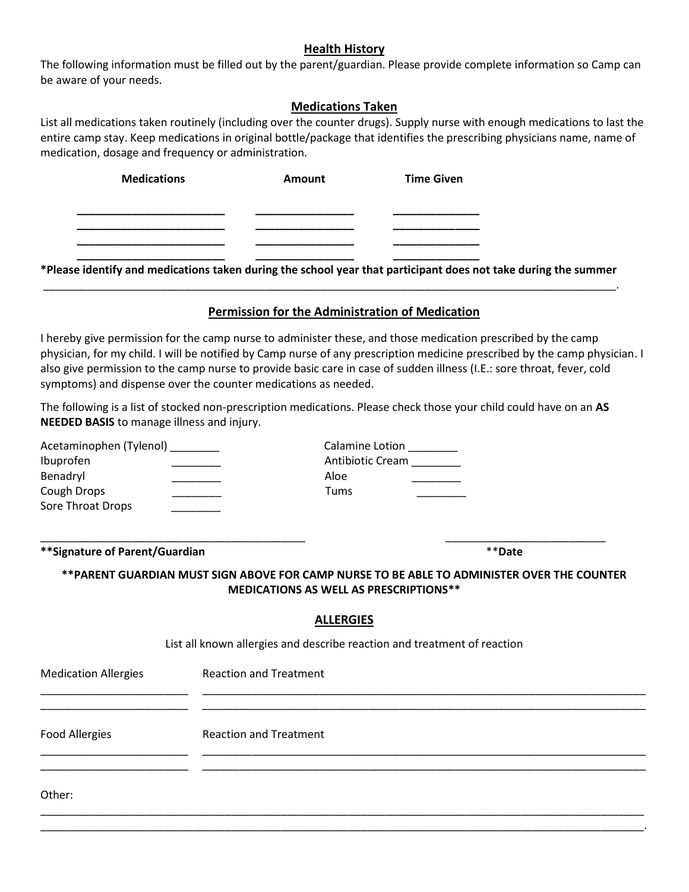## Health History

The following information must be filled out by the parent/guardian. Please provide complete information so Camp can be aware of your needs.

## Medications Taken

List all medications taken routinely (including over the counter drugs). Supply nurse with enough medications to last the entire camp stay. Keep medications in original bottle/package that identifies the prescribing physicians name, name of medication, dosage and frequency or administration.

| Medications | Amount | Time Given |
|---|---|---|
| ________________________ | ________________ | ______________ |
| ________________________ | ________________ | ______________ |
| ________________________ | ________________ | ______________ |
| ________________________ | ________________ | ______________ |

**\*Please identify and medications taken during the school year that participant does not take during the summer**

______________________________________________________________________________________________.

## Permission for the Administration of Medication

I hereby give permission for the camp nurse to administer these, and those medication prescribed by the camp physician, for my child. I will be notified by Camp nurse of any prescription medicine prescribed by the camp physician. I also give permission to the camp nurse to provide basic care in case of sudden illness (I.E.: sore throat, fever, cold symptoms) and dispense over the counter medications as needed.

The following is a list of stocked non-prescription medications. Please check those your child could have on an **AS NEEDED BASIS** to manage illness and injury.

| | | | |
|---|---|---|---|
| Acetaminophen (Tylenol) | ________ | Calamine Lotion | ________ |
| Ibuprofen | ________ | Antibiotic Cream | ________ |
| Benadryl | ________ | Aloe | ________ |
| Cough Drops | ________ | Tums | ________ |
| Sore Throat Drops | ________ | | |

_____________________________________________ __________________________

**\*\*Signature of Parent/Guardian** \*\***Date**

**\*\*PARENT GUARDIAN MUST SIGN ABOVE FOR CAMP NURSE TO BE ABLE TO ADMINISTER OVER THE COUNTER MEDICATIONS AS WELL AS PRESCRIPTIONS\*\***

## ALLERGIES

List all known allergies and describe reaction and treatment of reaction

| Medication Allergies | Reaction and Treatment |
|---|---|
| ________________________ | ______________________________________________________________________________ |
| ________________________ | ______________________________________________________________________________ |

| Food Allergies | Reaction and Treatment |
|---|---|
| ________________________ | ______________________________________________________________________________ |
| ________________________ | ______________________________________________________________________________ |

Other:

______________________________________________________________________________________________

______________________________________________________________________________________________.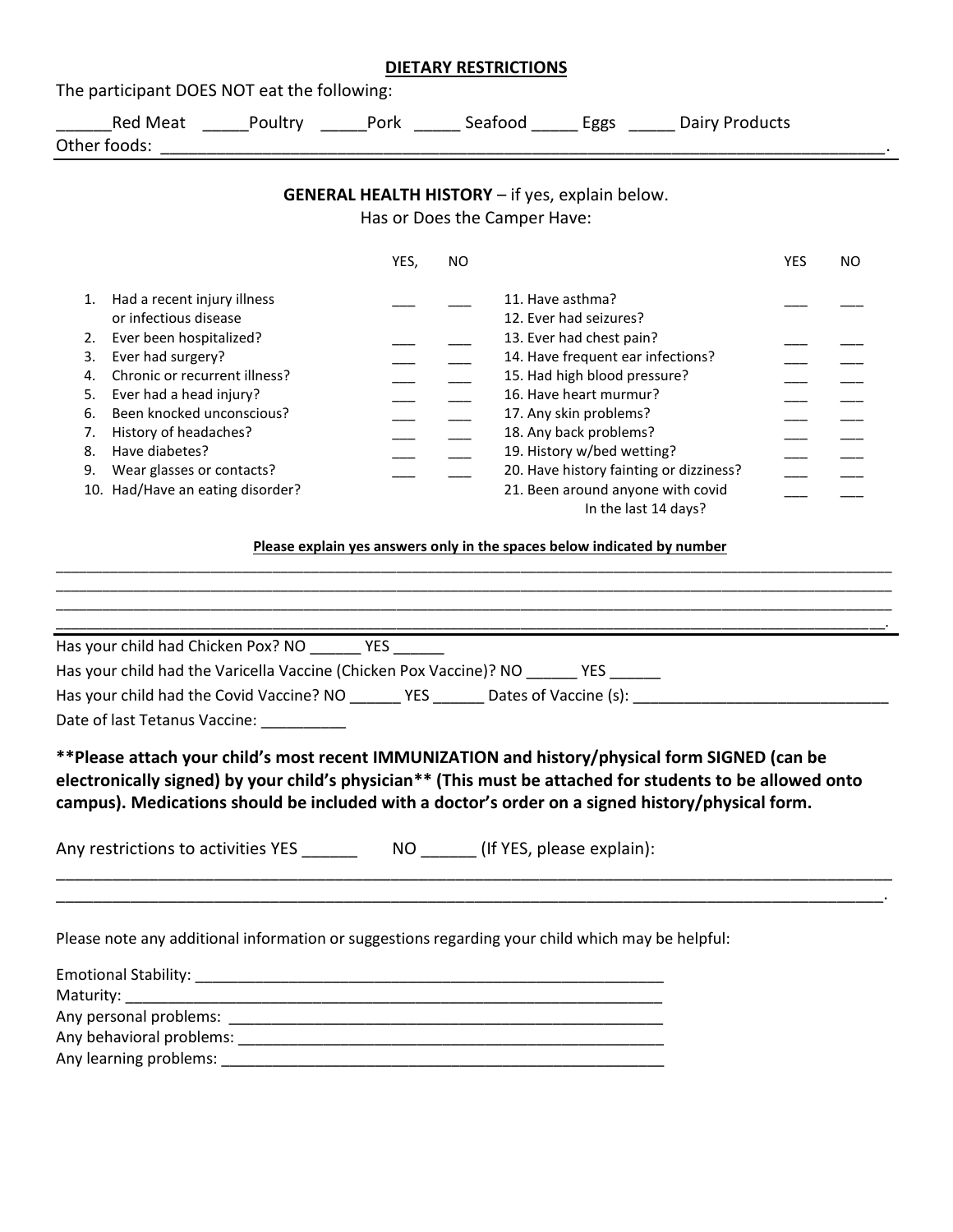## DIETARY RESTRICTIONS

The participant DOES NOT eat the following:

______Red Meat _____Poultry _____Pork _____ Seafood _____ Eggs _____ Dairy Products

Other foods: ________________________________________________________________________________.

---

### GENERAL HEALTH HISTORY – if yes, explain below.

Has or Does the Camper Have:

| | YES, | NO | | YES | NO |
|---|---|---|---|---|---|
| 1. Had a recent injury illness or infectious disease | ___ | ___ | 11. Have asthma? | ___ | ___ |
| | | | 12. Ever had seizures? | | |
| 2. Ever been hospitalized? | ___ | ___ | 13. Ever had chest pain? | ___ | ___ |
| 3. Ever had surgery? | ___ | ___ | 14. Have frequent ear infections? | ___ | ___ |
| 4. Chronic or recurrent illness? | ___ | ___ | 15. Had high blood pressure? | ___ | ___ |
| 5. Ever had a head injury? | ___ | ___ | 16. Have heart murmur? | ___ | ___ |
| 6. Been knocked unconscious? | ___ | ___ | 17. Any skin problems? | ___ | ___ |
| 7. History of headaches? | ___ | ___ | 18. Any back problems? | ___ | ___ |
| 8. Have diabetes? | ___ | ___ | 19. History w/bed wetting? | ___ | ___ |
| 9. Wear glasses or contacts? | ___ | ___ | 20. Have history fainting or dizziness? | ___ | ___ |
| 10. Had/Have an eating disorder? | | | 21. Been around anyone with covid In the last 14 days? | ___ | ___ |

**Please explain yes answers only in the spaces below indicated by number**

____________________________________________________________________________________________

____________________________________________________________________________________________

____________________________________________________________________________________________

____________________________________________________________________________________________.

---

Has your child had Chicken Pox? NO ______ YES ______

Has your child had the Varicella Vaccine (Chicken Pox Vaccine)? NO ______ YES ______

Has your child had the Covid Vaccine? NO ______ YES ______ Dates of Vaccine (s): _____________________________

Date of last Tetanus Vaccine: __________

**\*\*Please attach your child's most recent IMMUNIZATION and history/physical form SIGNED (can be electronically signed) by your child's physician\*\* (This must be attached for students to be allowed onto campus). Medications should be included with a doctor's order on a signed history/physical form.**

Any restrictions to activities YES ______ NO ______ (If YES, please explain):

____________________________________________________________________________________________

____________________________________________________________________________________________.

Please note any additional information or suggestions regarding your child which may be helpful:

Emotional Stability: _______________________________________________________

Maturity: _________________________________________________________________

Any personal problems: ____________________________________________________

Any behavioral problems: ___________________________________________________

Any learning problems: ____________________________________________________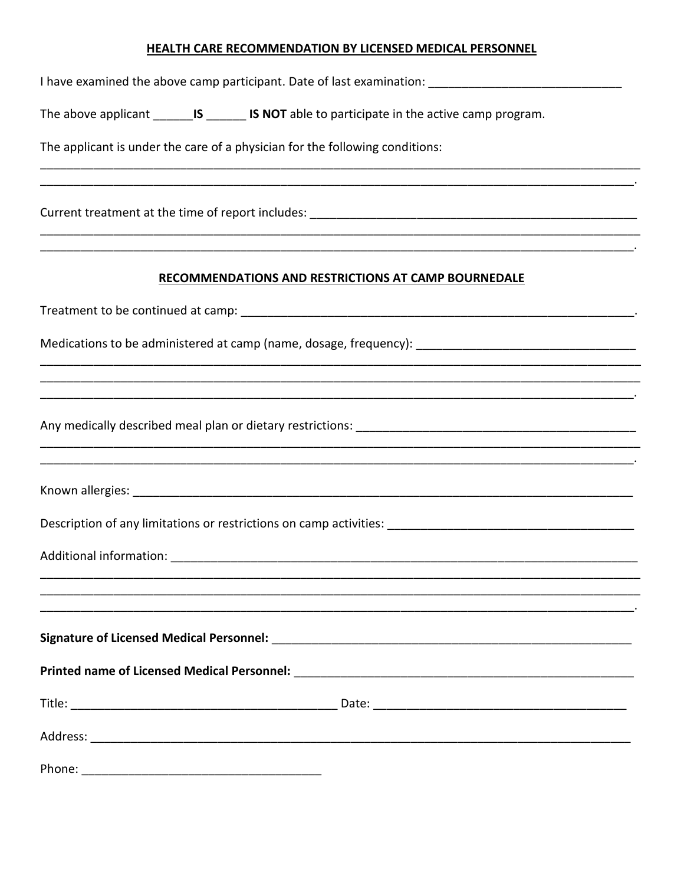## HEALTH CARE RECOMMENDATION BY LICENSED MEDICAL PERSONNEL

I have examined the above camp participant. Date of last examination: ______________________________

The above applicant ______**IS** ______ **IS NOT** able to participate in the active camp program.

The applicant is under the care of a physician for the following conditions:
_____________________________________________________________________________________________
____________________________________________________________________________________________.

Current treatment at the time of report includes: ____________________________________________________
_____________________________________________________________________________________________
____________________________________________________________________________________________.

## RECOMMENDATIONS AND RESTRICTIONS AT CAMP BOURNEDALE

Treatment to be continued at camp: ______________________________________________________________.

Medications to be administered at camp (name, dosage, frequency): _________________________________
_____________________________________________________________________________________________
_____________________________________________________________________________________________
____________________________________________________________________________________________.

Any medically described meal plan or dietary restrictions: ___________________________________________
_____________________________________________________________________________________________
____________________________________________________________________________________________.

Known allergies: ____________________________________________________________________________

Description of any limitations or restrictions on camp activities: _____________________________________

Additional information: ______________________________________________________________________
_____________________________________________________________________________________________
_____________________________________________________________________________________________
____________________________________________________________________________________________.

**Signature of Licensed Medical Personnel:** _________________________________________________________

**Printed name of Licensed Medical Personnel:** ______________________________________________________

Title: ________________________________________ Date: ______________________________________

Address: _________________________________________________________________________________

Phone: ____________________________________